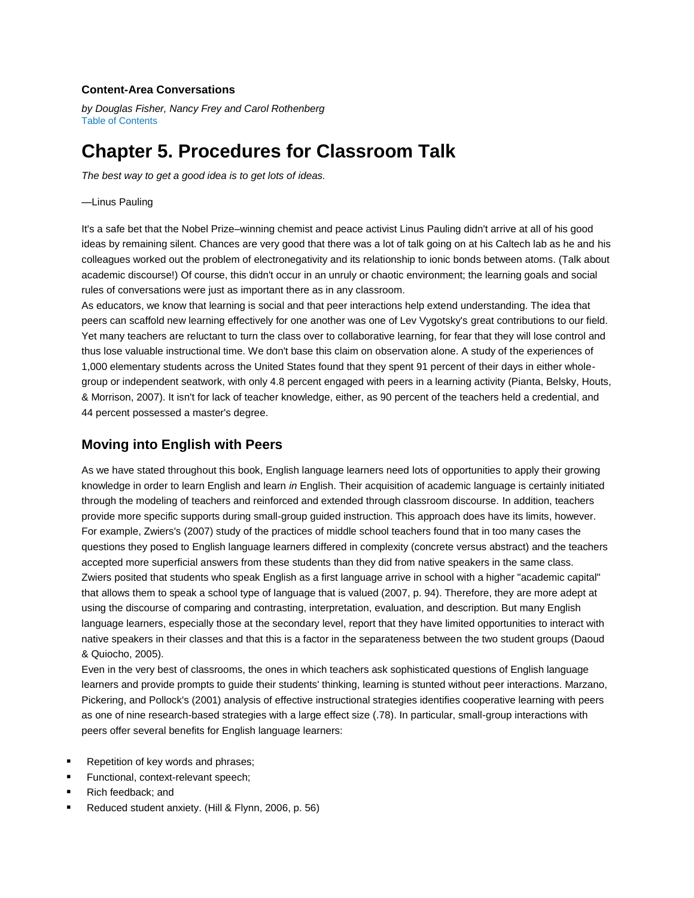**Content-Area Conversations**

*by Douglas Fisher, Nancy Frey and Carol Rothenberg*
Table of Contents

# Chapter 5. Procedures for Classroom Talk

*The best way to get a good idea is to get lots of ideas.*

—Linus Pauling

It's a safe bet that the Nobel Prize–winning chemist and peace activist Linus Pauling didn't arrive at all of his good ideas by remaining silent. Chances are very good that there was a lot of talk going on at his Caltech lab as he and his colleagues worked out the problem of electronegativity and its relationship to ionic bonds between atoms. (Talk about academic discourse!) Of course, this didn't occur in an unruly or chaotic environment; the learning goals and social rules of conversations were just as important there as in any classroom.

As educators, we know that learning is social and that peer interactions help extend understanding. The idea that peers can scaffold new learning effectively for one another was one of Lev Vygotsky's great contributions to our field. Yet many teachers are reluctant to turn the class over to collaborative learning, for fear that they will lose control and thus lose valuable instructional time. We don't base this claim on observation alone. A study of the experiences of 1,000 elementary students across the United States found that they spent 91 percent of their days in either whole-group or independent seatwork, with only 4.8 percent engaged with peers in a learning activity (Pianta, Belsky, Houts, & Morrison, 2007). It isn't for lack of teacher knowledge, either, as 90 percent of the teachers held a credential, and 44 percent possessed a master's degree.

## Moving into English with Peers

As we have stated throughout this book, English language learners need lots of opportunities to apply their growing knowledge in order to learn English and learn *in* English. Their acquisition of academic language is certainly initiated through the modeling of teachers and reinforced and extended through classroom discourse. In addition, teachers provide more specific supports during small-group guided instruction. This approach does have its limits, however. For example, Zwiers's (2007) study of the practices of middle school teachers found that in too many cases the questions they posed to English language learners differed in complexity (concrete versus abstract) and the teachers accepted more superficial answers from these students than they did from native speakers in the same class. Zwiers posited that students who speak English as a first language arrive in school with a higher "academic capital" that allows them to speak a school type of language that is valued (2007, p. 94). Therefore, they are more adept at using the discourse of comparing and contrasting, interpretation, evaluation, and description. But many English language learners, especially those at the secondary level, report that they have limited opportunities to interact with native speakers in their classes and that this is a factor in the separateness between the two student groups (Daoud & Quiocho, 2005).

Even in the very best of classrooms, the ones in which teachers ask sophisticated questions of English language learners and provide prompts to guide their students' thinking, learning is stunted without peer interactions. Marzano, Pickering, and Pollock's (2001) analysis of effective instructional strategies identifies cooperative learning with peers as one of nine research-based strategies with a large effect size (.78). In particular, small-group interactions with peers offer several benefits for English language learners:

- Repetition of key words and phrases;
- Functional, context-relevant speech;
- Rich feedback; and
- Reduced student anxiety. (Hill & Flynn, 2006, p. 56)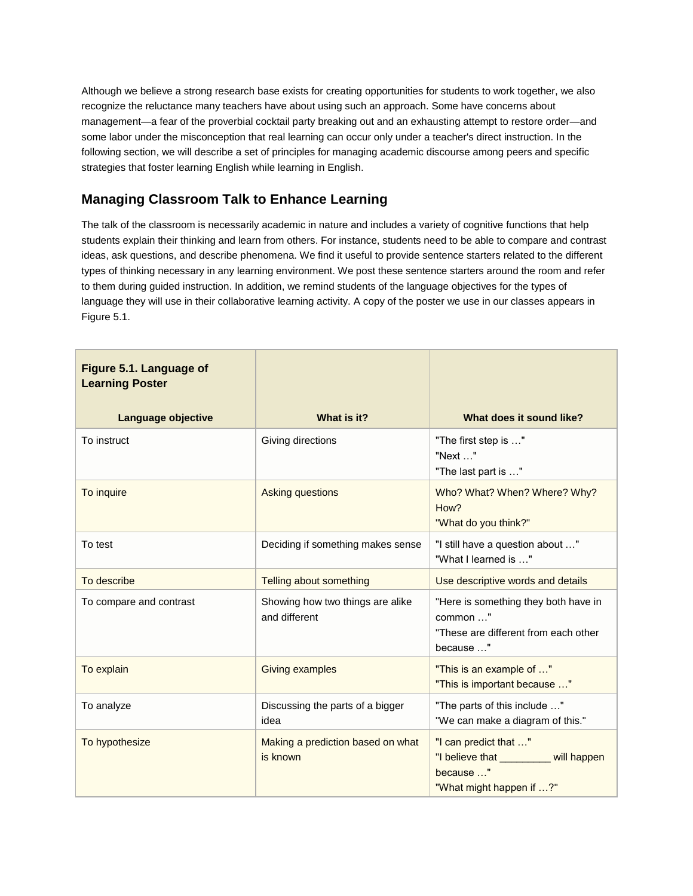Although we believe a strong research base exists for creating opportunities for students to work together, we also recognize the reluctance many teachers have about using such an approach. Some have concerns about management—a fear of the proverbial cocktail party breaking out and an exhausting attempt to restore order—and some labor under the misconception that real learning can occur only under a teacher's direct instruction. In the following section, we will describe a set of principles for managing academic discourse among peers and specific strategies that foster learning English while learning in English.

## Managing Classroom Talk to Enhance Learning

The talk of the classroom is necessarily academic in nature and includes a variety of cognitive functions that help students explain their thinking and learn from others. For instance, students need to be able to compare and contrast ideas, ask questions, and describe phenomena. We find it useful to provide sentence starters related to the different types of thinking necessary in any learning environment. We post these sentence starters around the room and refer to them during guided instruction. In addition, we remind students of the language objectives for the types of language they will use in their collaborative learning activity. A copy of the poster we use in our classes appears in Figure 5.1.

**Figure 5.1. Language of Learning Poster**

| Language objective | What is it? | What does it sound like? |
|---|---|---|
| To instruct | Giving directions | "The first step is …"<br>"Next …"<br>"The last part is …" |
| To inquire | Asking questions | Who? What? When? Where? Why? How?<br>"What do you think?" |
| To test | Deciding if something makes sense | "I still have a question about …"<br>"What I learned is …" |
| To describe | Telling about something | Use descriptive words and details |
| To compare and contrast | Showing how two things are alike and different | "Here is something they both have in common …"<br>"These are different from each other because …" |
| To explain | Giving examples | "This is an example of …"<br>"This is important because …" |
| To analyze | Discussing the parts of a bigger idea | "The parts of this include …"<br>"We can make a diagram of this." |
| To hypothesize | Making a prediction based on what is known | "I can predict that …"<br>"I believe that _________ will happen because …"<br>"What might happen if …?" |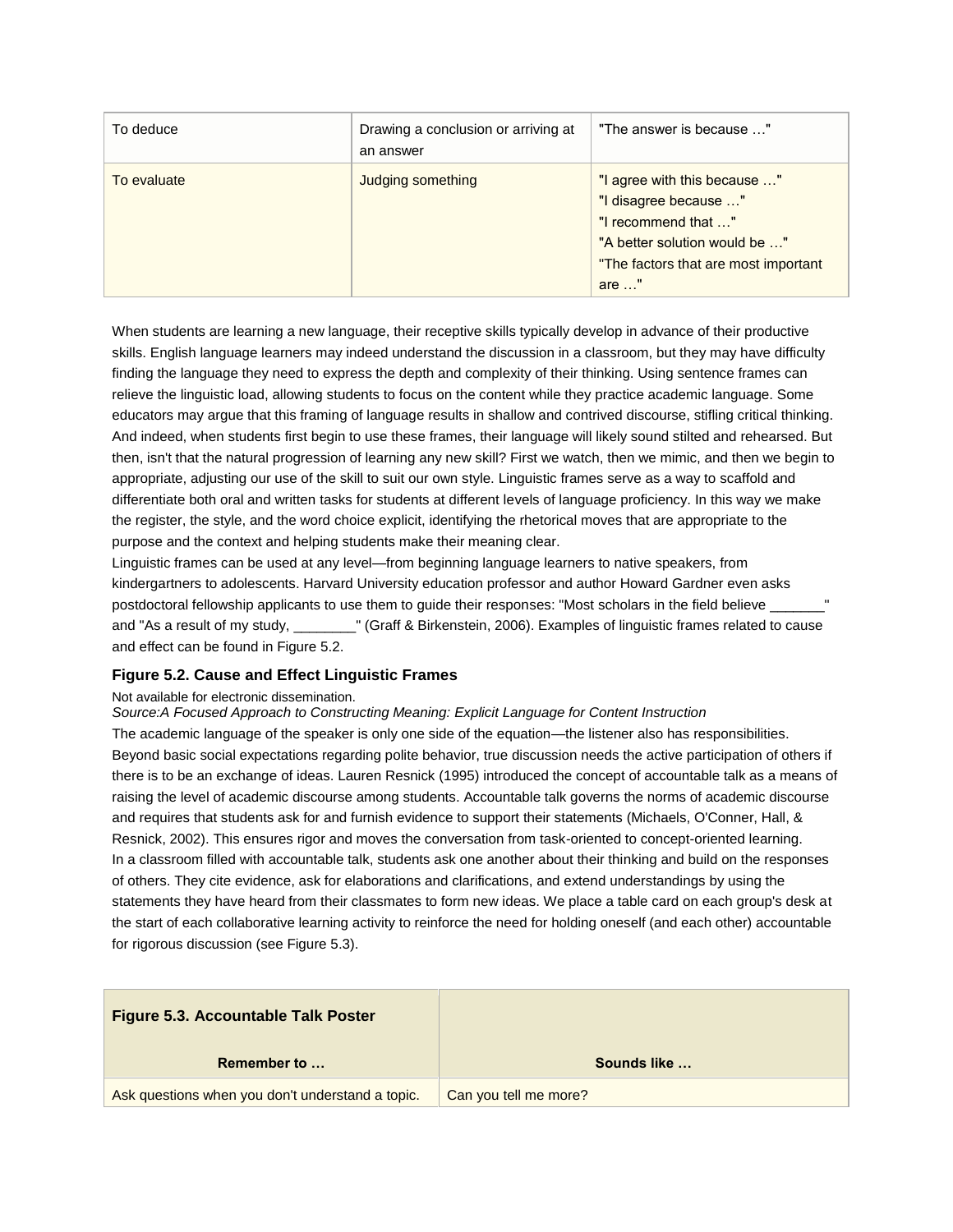| | | |
|---|---|---|
| To deduce | Drawing a conclusion or arriving at an answer | "The answer is because …" |
| To evaluate | Judging something | "I agree with this because …"<br>"I disagree because …"<br>"I recommend that …"<br>"A better solution would be …"<br>"The factors that are most important are …" |

When students are learning a new language, their receptive skills typically develop in advance of their productive skills. English language learners may indeed understand the discussion in a classroom, but they may have difficulty finding the language they need to express the depth and complexity of their thinking. Using sentence frames can relieve the linguistic load, allowing students to focus on the content while they practice academic language. Some educators may argue that this framing of language results in shallow and contrived discourse, stifling critical thinking. And indeed, when students first begin to use these frames, their language will likely sound stilted and rehearsed. But then, isn't that the natural progression of learning any new skill? First we watch, then we mimic, and then we begin to appropriate, adjusting our use of the skill to suit our own style. Linguistic frames serve as a way to scaffold and differentiate both oral and written tasks for students at different levels of language proficiency. In this way we make the register, the style, and the word choice explicit, identifying the rhetorical moves that are appropriate to the purpose and the context and helping students make their meaning clear.

Linguistic frames can be used at any level—from beginning language learners to native speakers, from kindergartners to adolescents. Harvard University education professor and author Howard Gardner even asks postdoctoral fellowship applicants to use them to guide their responses: "Most scholars in the field believe _______" and "As a result of my study, ________" (Graff & Birkenstein, 2006). Examples of linguistic frames related to cause and effect can be found in Figure 5.2.

### Figure 5.2. Cause and Effect Linguistic Frames

Not available for electronic dissemination.

*Source:A Focused Approach to Constructing Meaning: Explicit Language for Content Instruction*

The academic language of the speaker is only one side of the equation—the listener also has responsibilities. Beyond basic social expectations regarding polite behavior, true discussion needs the active participation of others if there is to be an exchange of ideas. Lauren Resnick (1995) introduced the concept of accountable talk as a means of raising the level of academic discourse among students. Accountable talk governs the norms of academic discourse and requires that students ask for and furnish evidence to support their statements (Michaels, O'Conner, Hall, & Resnick, 2002). This ensures rigor and moves the conversation from task-oriented to concept-oriented learning.

In a classroom filled with accountable talk, students ask one another about their thinking and build on the responses of others. They cite evidence, ask for elaborations and clarifications, and extend understandings by using the statements they have heard from their classmates to form new ideas. We place a table card on each group's desk at the start of each collaborative learning activity to reinforce the need for holding oneself (and each other) accountable for rigorous discussion (see Figure 5.3).

**Figure 5.3. Accountable Talk Poster**

| Remember to … | Sounds like … |
|---|---|
| Ask questions when you don't understand a topic. | Can you tell me more? |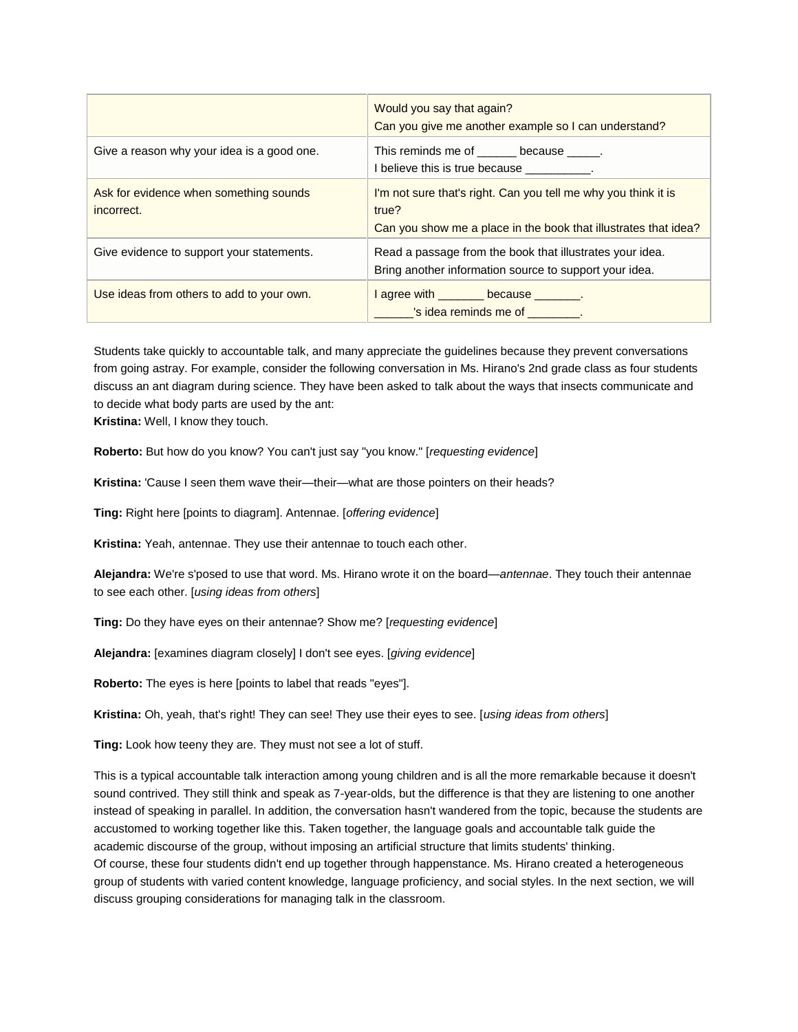| | |
|---|---|
| | Would you say that again?<br>Can you give me another example so I can understand? |
| Give a reason why your idea is a good one. | This reminds me of ______ because _____.<br>I believe this is true because __________. |
| Ask for evidence when something sounds incorrect. | I'm not sure that's right. Can you tell me why you think it is true?<br>Can you show me a place in the book that illustrates that idea? |
| Give evidence to support your statements. | Read a passage from the book that illustrates your idea.<br>Bring another information source to support your idea. |
| Use ideas from others to add to your own. | I agree with _______ because _______.<br>______'s idea reminds me of ________. |

Students take quickly to accountable talk, and many appreciate the guidelines because they prevent conversations from going astray. For example, consider the following conversation in Ms. Hirano's 2nd grade class as four students discuss an ant diagram during science. They have been asked to talk about the ways that insects communicate and to decide what body parts are used by the ant:

**Kristina:** Well, I know they touch.

**Roberto:** But how do you know? You can't just say "you know." [*requesting evidence*]

**Kristina:** 'Cause I seen them wave their—their—what are those pointers on their heads?

**Ting:** Right here [points to diagram]. Antennae. [*offering evidence*]

**Kristina:** Yeah, antennae. They use their antennae to touch each other.

**Alejandra:** We're s'posed to use that word. Ms. Hirano wrote it on the board—*antennae*. They touch their antennae to see each other. [*using ideas from others*]

**Ting:** Do they have eyes on their antennae? Show me? [*requesting evidence*]

**Alejandra:** [examines diagram closely] I don't see eyes. [*giving evidence*]

**Roberto:** The eyes is here [points to label that reads "eyes"].

**Kristina:** Oh, yeah, that's right! They can see! They use their eyes to see. [*using ideas from others*]

**Ting:** Look how teeny they are. They must not see a lot of stuff.

This is a typical accountable talk interaction among young children and is all the more remarkable because it doesn't sound contrived. They still think and speak as 7-year-olds, but the difference is that they are listening to one another instead of speaking in parallel. In addition, the conversation hasn't wandered from the topic, because the students are accustomed to working together like this. Taken together, the language goals and accountable talk guide the academic discourse of the group, without imposing an artificial structure that limits students' thinking.

Of course, these four students didn't end up together through happenstance. Ms. Hirano created a heterogeneous group of students with varied content knowledge, language proficiency, and social styles. In the next section, we will discuss grouping considerations for managing talk in the classroom.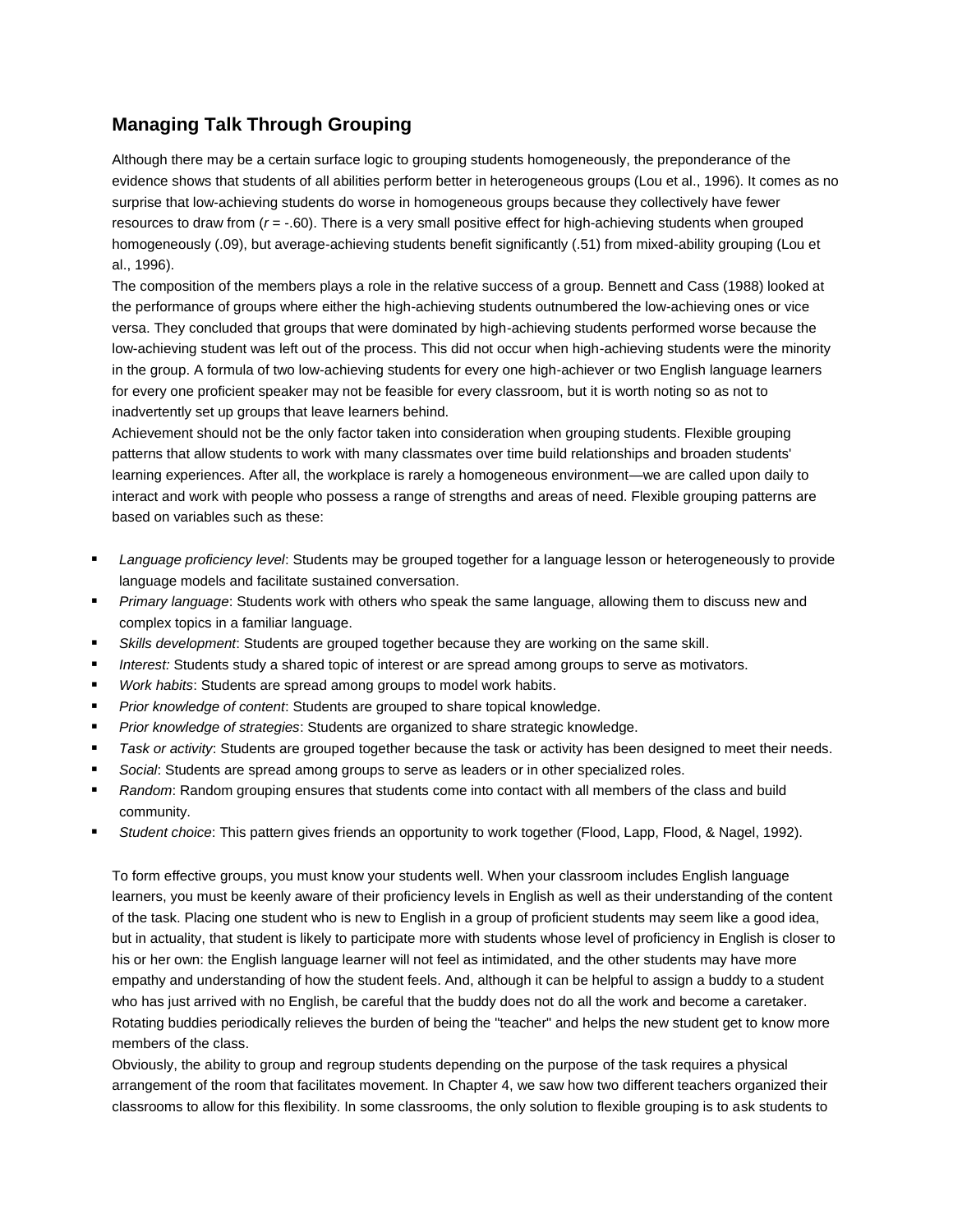## Managing Talk Through Grouping

Although there may be a certain surface logic to grouping students homogeneously, the preponderance of the evidence shows that students of all abilities perform better in heterogeneous groups (Lou et al., 1996). It comes as no surprise that low-achieving students do worse in homogeneous groups because they collectively have fewer resources to draw from ($r$ = -.60). There is a very small positive effect for high-achieving students when grouped homogeneously (.09), but average-achieving students benefit significantly (.51) from mixed-ability grouping (Lou et al., 1996).

The composition of the members plays a role in the relative success of a group. Bennett and Cass (1988) looked at the performance of groups where either the high-achieving students outnumbered the low-achieving ones or vice versa. They concluded that groups that were dominated by high-achieving students performed worse because the low-achieving student was left out of the process. This did not occur when high-achieving students were the minority in the group. A formula of two low-achieving students for every one high-achiever or two English language learners for every one proficient speaker may not be feasible for every classroom, but it is worth noting so as not to inadvertently set up groups that leave learners behind.

Achievement should not be the only factor taken into consideration when grouping students. Flexible grouping patterns that allow students to work with many classmates over time build relationships and broaden students' learning experiences. After all, the workplace is rarely a homogeneous environment—we are called upon daily to interact and work with people who possess a range of strengths and areas of need. Flexible grouping patterns are based on variables such as these:

- *Language proficiency level*: Students may be grouped together for a language lesson or heterogeneously to provide language models and facilitate sustained conversation.
- *Primary language*: Students work with others who speak the same language, allowing them to discuss new and complex topics in a familiar language.
- *Skills development*: Students are grouped together because they are working on the same skill.
- *Interest:* Students study a shared topic of interest or are spread among groups to serve as motivators.
- *Work habits*: Students are spread among groups to model work habits.
- *Prior knowledge of content*: Students are grouped to share topical knowledge.
- *Prior knowledge of strategies*: Students are organized to share strategic knowledge.
- *Task or activity*: Students are grouped together because the task or activity has been designed to meet their needs.
- *Social*: Students are spread among groups to serve as leaders or in other specialized roles.
- *Random*: Random grouping ensures that students come into contact with all members of the class and build community.
- *Student choice*: This pattern gives friends an opportunity to work together (Flood, Lapp, Flood, & Nagel, 1992).

To form effective groups, you must know your students well. When your classroom includes English language learners, you must be keenly aware of their proficiency levels in English as well as their understanding of the content of the task. Placing one student who is new to English in a group of proficient students may seem like a good idea, but in actuality, that student is likely to participate more with students whose level of proficiency in English is closer to his or her own: the English language learner will not feel as intimidated, and the other students may have more empathy and understanding of how the student feels. And, although it can be helpful to assign a buddy to a student who has just arrived with no English, be careful that the buddy does not do all the work and become a caretaker. Rotating buddies periodically relieves the burden of being the "teacher" and helps the new student get to know more members of the class.

Obviously, the ability to group and regroup students depending on the purpose of the task requires a physical arrangement of the room that facilitates movement. In Chapter 4, we saw how two different teachers organized their classrooms to allow for this flexibility. In some classrooms, the only solution to flexible grouping is to ask students to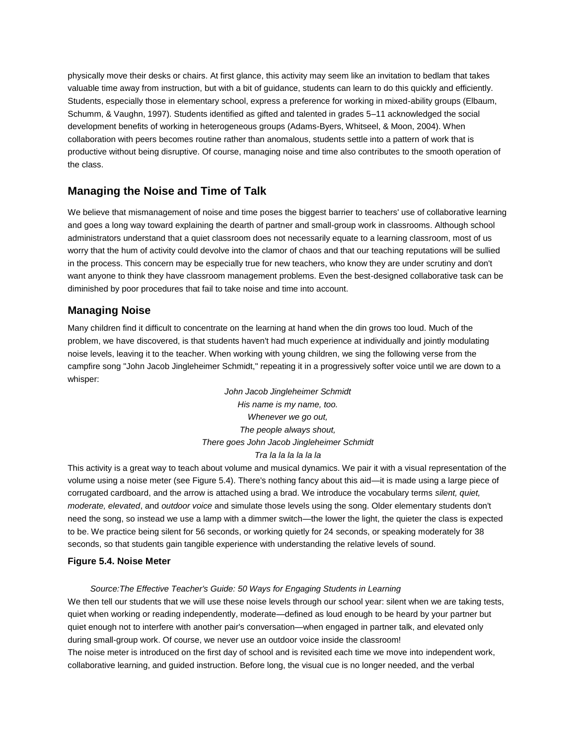physically move their desks or chairs. At first glance, this activity may seem like an invitation to bedlam that takes valuable time away from instruction, but with a bit of guidance, students can learn to do this quickly and efficiently. Students, especially those in elementary school, express a preference for working in mixed-ability groups (Elbaum, Schumm, & Vaughn, 1997). Students identified as gifted and talented in grades 5–11 acknowledged the social development benefits of working in heterogeneous groups (Adams-Byers, Whitseel, & Moon, 2004). When collaboration with peers becomes routine rather than anomalous, students settle into a pattern of work that is productive without being disruptive. Of course, managing noise and time also contributes to the smooth operation of the class.

## Managing the Noise and Time of Talk

We believe that mismanagement of noise and time poses the biggest barrier to teachers' use of collaborative learning and goes a long way toward explaining the dearth of partner and small-group work in classrooms. Although school administrators understand that a quiet classroom does not necessarily equate to a learning classroom, most of us worry that the hum of activity could devolve into the clamor of chaos and that our teaching reputations will be sullied in the process. This concern may be especially true for new teachers, who know they are under scrutiny and don't want anyone to think they have classroom management problems. Even the best-designed collaborative task can be diminished by poor procedures that fail to take noise and time into account.

## Managing Noise

Many children find it difficult to concentrate on the learning at hand when the din grows too loud. Much of the problem, we have discovered, is that students haven't had much experience at individually and jointly modulating noise levels, leaving it to the teacher. When working with young children, we sing the following verse from the campfire song "John Jacob Jingleheimer Schmidt," repeating it in a progressively softer voice until we are down to a whisper:

*John Jacob Jingleheimer Schmidt*
*His name is my name, too.*
*Whenever we go out,*
*The people always shout,*
*There goes John Jacob Jingleheimer Schmidt*
*Tra la la la la la la*

This activity is a great way to teach about volume and musical dynamics. We pair it with a visual representation of the volume using a noise meter (see Figure 5.4). There's nothing fancy about this aid—it is made using a large piece of corrugated cardboard, and the arrow is attached using a brad. We introduce the vocabulary terms *silent, quiet, moderate, elevated*, and *outdoor voice* and simulate those levels using the song. Older elementary students don't need the song, so instead we use a lamp with a dimmer switch—the lower the light, the quieter the class is expected to be. We practice being silent for 56 seconds, or working quietly for 24 seconds, or speaking moderately for 38 seconds, so that students gain tangible experience with understanding the relative levels of sound.

**Figure 5.4. Noise Meter**

*Source:The Effective Teacher's Guide: 50 Ways for Engaging Students in Learning*

We then tell our students that we will use these noise levels through our school year: silent when we are taking tests, quiet when working or reading independently, moderate—defined as loud enough to be heard by your partner but quiet enough not to interfere with another pair's conversation—when engaged in partner talk, and elevated only during small-group work. Of course, we never use an outdoor voice inside the classroom!

The noise meter is introduced on the first day of school and is revisited each time we move into independent work, collaborative learning, and guided instruction. Before long, the visual cue is no longer needed, and the verbal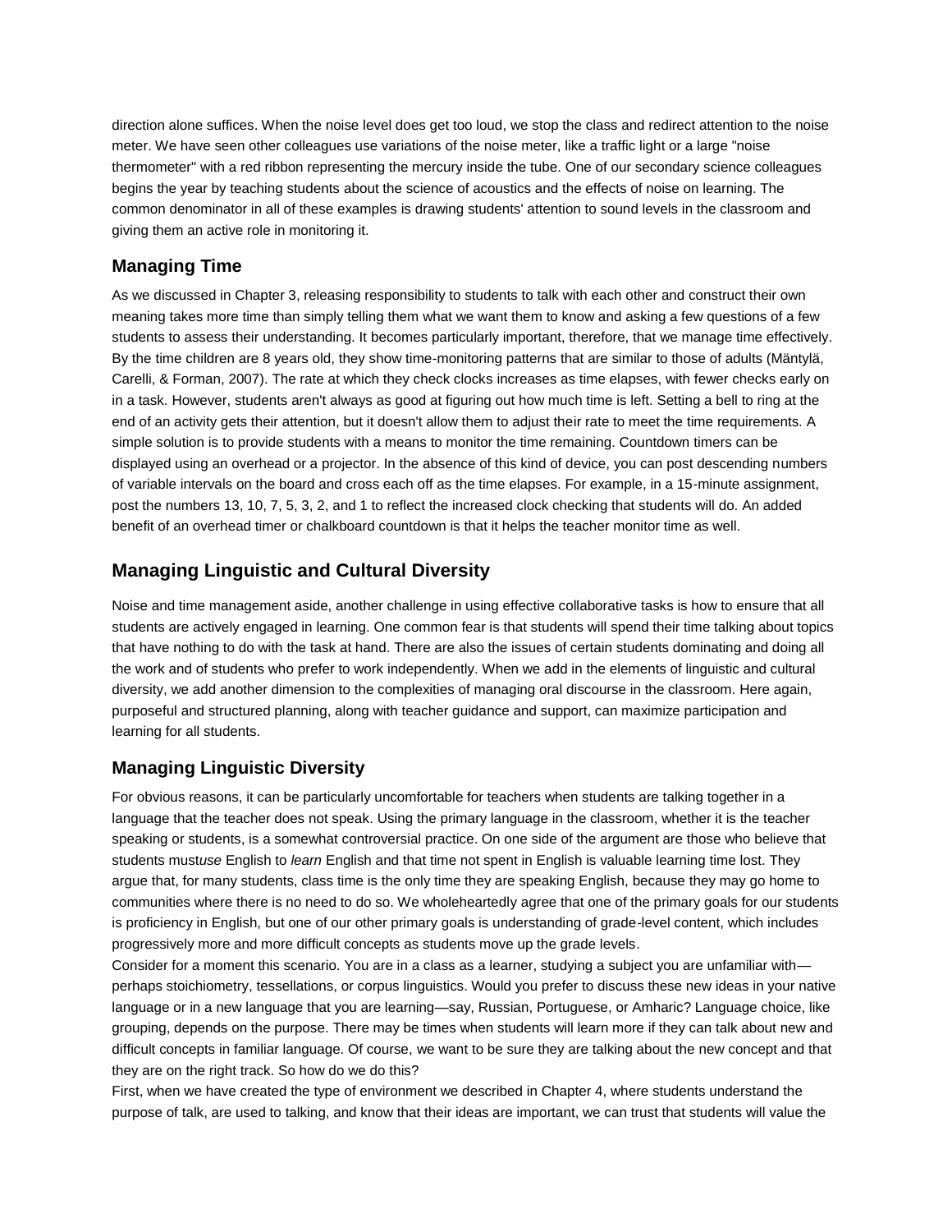direction alone suffices. When the noise level does get too loud, we stop the class and redirect attention to the noise meter. We have seen other colleagues use variations of the noise meter, like a traffic light or a large "noise thermometer" with a red ribbon representing the mercury inside the tube. One of our secondary science colleagues begins the year by teaching students about the science of acoustics and the effects of noise on learning. The common denominator in all of these examples is drawing students' attention to sound levels in the classroom and giving them an active role in monitoring it.

### Managing Time

As we discussed in Chapter 3, releasing responsibility to students to talk with each other and construct their own meaning takes more time than simply telling them what we want them to know and asking a few questions of a few students to assess their understanding. It becomes particularly important, therefore, that we manage time effectively. By the time children are 8 years old, they show time-monitoring patterns that are similar to those of adults (Mäntylä, Carelli, & Forman, 2007). The rate at which they check clocks increases as time elapses, with fewer checks early on in a task. However, students aren't always as good at figuring out how much time is left. Setting a bell to ring at the end of an activity gets their attention, but it doesn't allow them to adjust their rate to meet the time requirements. A simple solution is to provide students with a means to monitor the time remaining. Countdown timers can be displayed using an overhead or a projector. In the absence of this kind of device, you can post descending numbers of variable intervals on the board and cross each off as the time elapses. For example, in a 15-minute assignment, post the numbers 13, 10, 7, 5, 3, 2, and 1 to reflect the increased clock checking that students will do. An added benefit of an overhead timer or chalkboard countdown is that it helps the teacher monitor time as well.

## Managing Linguistic and Cultural Diversity

Noise and time management aside, another challenge in using effective collaborative tasks is how to ensure that all students are actively engaged in learning. One common fear is that students will spend their time talking about topics that have nothing to do with the task at hand. There are also the issues of certain students dominating and doing all the work and of students who prefer to work independently. When we add in the elements of linguistic and cultural diversity, we add another dimension to the complexities of managing oral discourse in the classroom. Here again, purposeful and structured planning, along with teacher guidance and support, can maximize participation and learning for all students.

### Managing Linguistic Diversity

For obvious reasons, it can be particularly uncomfortable for teachers when students are talking together in a language that the teacher does not speak. Using the primary language in the classroom, whether it is the teacher speaking or students, is a somewhat controversial practice. On one side of the argument are those who believe that students must *use* English to *learn* English and that time not spent in English is valuable learning time lost. They argue that, for many students, class time is the only time they are speaking English, because they may go home to communities where there is no need to do so. We wholeheartedly agree that one of the primary goals for our students is proficiency in English, but one of our other primary goals is understanding of grade-level content, which includes progressively more and more difficult concepts as students move up the grade levels.

Consider for a moment this scenario. You are in a class as a learner, studying a subject you are unfamiliar with—perhaps stoichiometry, tessellations, or corpus linguistics. Would you prefer to discuss these new ideas in your native language or in a new language that you are learning—say, Russian, Portuguese, or Amharic? Language choice, like grouping, depends on the purpose. There may be times when students will learn more if they can talk about new and difficult concepts in familiar language. Of course, we want to be sure they are talking about the new concept and that they are on the right track. So how do we do this?

First, when we have created the type of environment we described in Chapter 4, where students understand the purpose of talk, are used to talking, and know that their ideas are important, we can trust that students will value the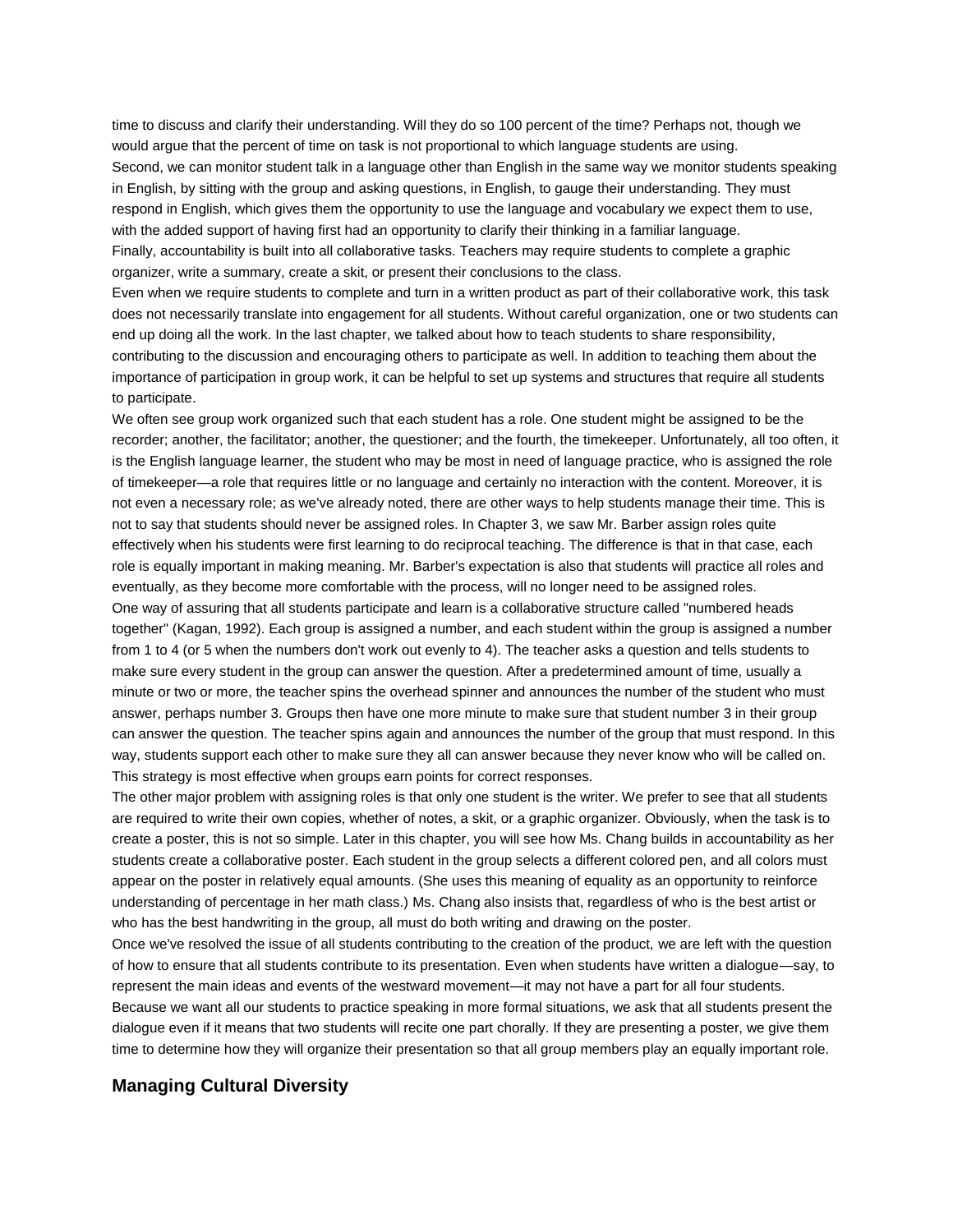time to discuss and clarify their understanding. Will they do so 100 percent of the time? Perhaps not, though we would argue that the percent of time on task is not proportional to which language students are using.

Second, we can monitor student talk in a language other than English in the same way we monitor students speaking in English, by sitting with the group and asking questions, in English, to gauge their understanding. They must respond in English, which gives them the opportunity to use the language and vocabulary we expect them to use, with the added support of having first had an opportunity to clarify their thinking in a familiar language.

Finally, accountability is built into all collaborative tasks. Teachers may require students to complete a graphic organizer, write a summary, create a skit, or present their conclusions to the class.

Even when we require students to complete and turn in a written product as part of their collaborative work, this task does not necessarily translate into engagement for all students. Without careful organization, one or two students can end up doing all the work. In the last chapter, we talked about how to teach students to share responsibility, contributing to the discussion and encouraging others to participate as well. In addition to teaching them about the importance of participation in group work, it can be helpful to set up systems and structures that require all students to participate.

We often see group work organized such that each student has a role. One student might be assigned to be the recorder; another, the facilitator; another, the questioner; and the fourth, the timekeeper. Unfortunately, all too often, it is the English language learner, the student who may be most in need of language practice, who is assigned the role of timekeeper—a role that requires little or no language and certainly no interaction with the content. Moreover, it is not even a necessary role; as we've already noted, there are other ways to help students manage their time. This is not to say that students should never be assigned roles. In Chapter 3, we saw Mr. Barber assign roles quite effectively when his students were first learning to do reciprocal teaching. The difference is that in that case, each role is equally important in making meaning. Mr. Barber's expectation is also that students will practice all roles and eventually, as they become more comfortable with the process, will no longer need to be assigned roles.

One way of assuring that all students participate and learn is a collaborative structure called "numbered heads together" (Kagan, 1992). Each group is assigned a number, and each student within the group is assigned a number from 1 to 4 (or 5 when the numbers don't work out evenly to 4). The teacher asks a question and tells students to make sure every student in the group can answer the question. After a predetermined amount of time, usually a minute or two or more, the teacher spins the overhead spinner and announces the number of the student who must answer, perhaps number 3. Groups then have one more minute to make sure that student number 3 in their group can answer the question. The teacher spins again and announces the number of the group that must respond. In this way, students support each other to make sure they all can answer because they never know who will be called on. This strategy is most effective when groups earn points for correct responses.

The other major problem with assigning roles is that only one student is the writer. We prefer to see that all students are required to write their own copies, whether of notes, a skit, or a graphic organizer. Obviously, when the task is to create a poster, this is not so simple. Later in this chapter, you will see how Ms. Chang builds in accountability as her students create a collaborative poster. Each student in the group selects a different colored pen, and all colors must appear on the poster in relatively equal amounts. (She uses this meaning of equality as an opportunity to reinforce understanding of percentage in her math class.) Ms. Chang also insists that, regardless of who is the best artist or who has the best handwriting in the group, all must do both writing and drawing on the poster.

Once we've resolved the issue of all students contributing to the creation of the product, we are left with the question of how to ensure that all students contribute to its presentation. Even when students have written a dialogue—say, to represent the main ideas and events of the westward movement—it may not have a part for all four students. Because we want all our students to practice speaking in more formal situations, we ask that all students present the dialogue even if it means that two students will recite one part chorally. If they are presenting a poster, we give them time to determine how they will organize their presentation so that all group members play an equally important role.

## Managing Cultural Diversity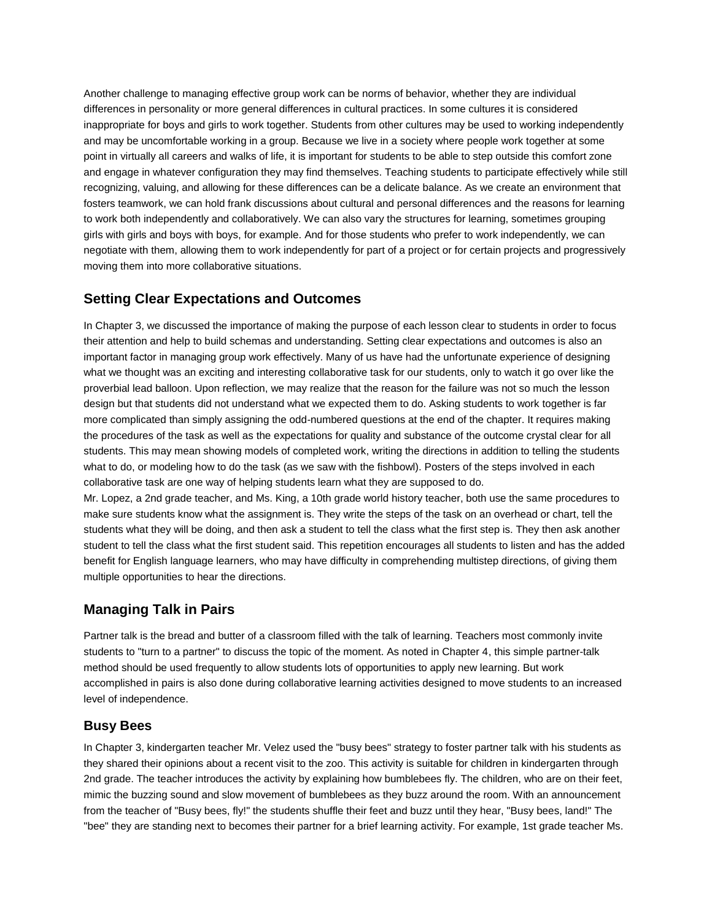Another challenge to managing effective group work can be norms of behavior, whether they are individual differences in personality or more general differences in cultural practices. In some cultures it is considered inappropriate for boys and girls to work together. Students from other cultures may be used to working independently and may be uncomfortable working in a group. Because we live in a society where people work together at some point in virtually all careers and walks of life, it is important for students to be able to step outside this comfort zone and engage in whatever configuration they may find themselves. Teaching students to participate effectively while still recognizing, valuing, and allowing for these differences can be a delicate balance. As we create an environment that fosters teamwork, we can hold frank discussions about cultural and personal differences and the reasons for learning to work both independently and collaboratively. We can also vary the structures for learning, sometimes grouping girls with girls and boys with boys, for example. And for those students who prefer to work independently, we can negotiate with them, allowing them to work independently for part of a project or for certain projects and progressively moving them into more collaborative situations.

## Setting Clear Expectations and Outcomes

In Chapter 3, we discussed the importance of making the purpose of each lesson clear to students in order to focus their attention and help to build schemas and understanding. Setting clear expectations and outcomes is also an important factor in managing group work effectively. Many of us have had the unfortunate experience of designing what we thought was an exciting and interesting collaborative task for our students, only to watch it go over like the proverbial lead balloon. Upon reflection, we may realize that the reason for the failure was not so much the lesson design but that students did not understand what we expected them to do. Asking students to work together is far more complicated than simply assigning the odd-numbered questions at the end of the chapter. It requires making the procedures of the task as well as the expectations for quality and substance of the outcome crystal clear for all students. This may mean showing models of completed work, writing the directions in addition to telling the students what to do, or modeling how to do the task (as we saw with the fishbowl). Posters of the steps involved in each collaborative task are one way of helping students learn what they are supposed to do.

Mr. Lopez, a 2nd grade teacher, and Ms. King, a 10th grade world history teacher, both use the same procedures to make sure students know what the assignment is. They write the steps of the task on an overhead or chart, tell the students what they will be doing, and then ask a student to tell the class what the first step is. They then ask another student to tell the class what the first student said. This repetition encourages all students to listen and has the added benefit for English language learners, who may have difficulty in comprehending multistep directions, of giving them multiple opportunities to hear the directions.

## Managing Talk in Pairs

Partner talk is the bread and butter of a classroom filled with the talk of learning. Teachers most commonly invite students to "turn to a partner" to discuss the topic of the moment. As noted in Chapter 4, this simple partner-talk method should be used frequently to allow students lots of opportunities to apply new learning. But work accomplished in pairs is also done during collaborative learning activities designed to move students to an increased level of independence.

### Busy Bees

In Chapter 3, kindergarten teacher Mr. Velez used the "busy bees" strategy to foster partner talk with his students as they shared their opinions about a recent visit to the zoo. This activity is suitable for children in kindergarten through 2nd grade. The teacher introduces the activity by explaining how bumblebees fly. The children, who are on their feet, mimic the buzzing sound and slow movement of bumblebees as they buzz around the room. With an announcement from the teacher of "Busy bees, fly!" the students shuffle their feet and buzz until they hear, "Busy bees, land!" The "bee" they are standing next to becomes their partner for a brief learning activity. For example, 1st grade teacher Ms.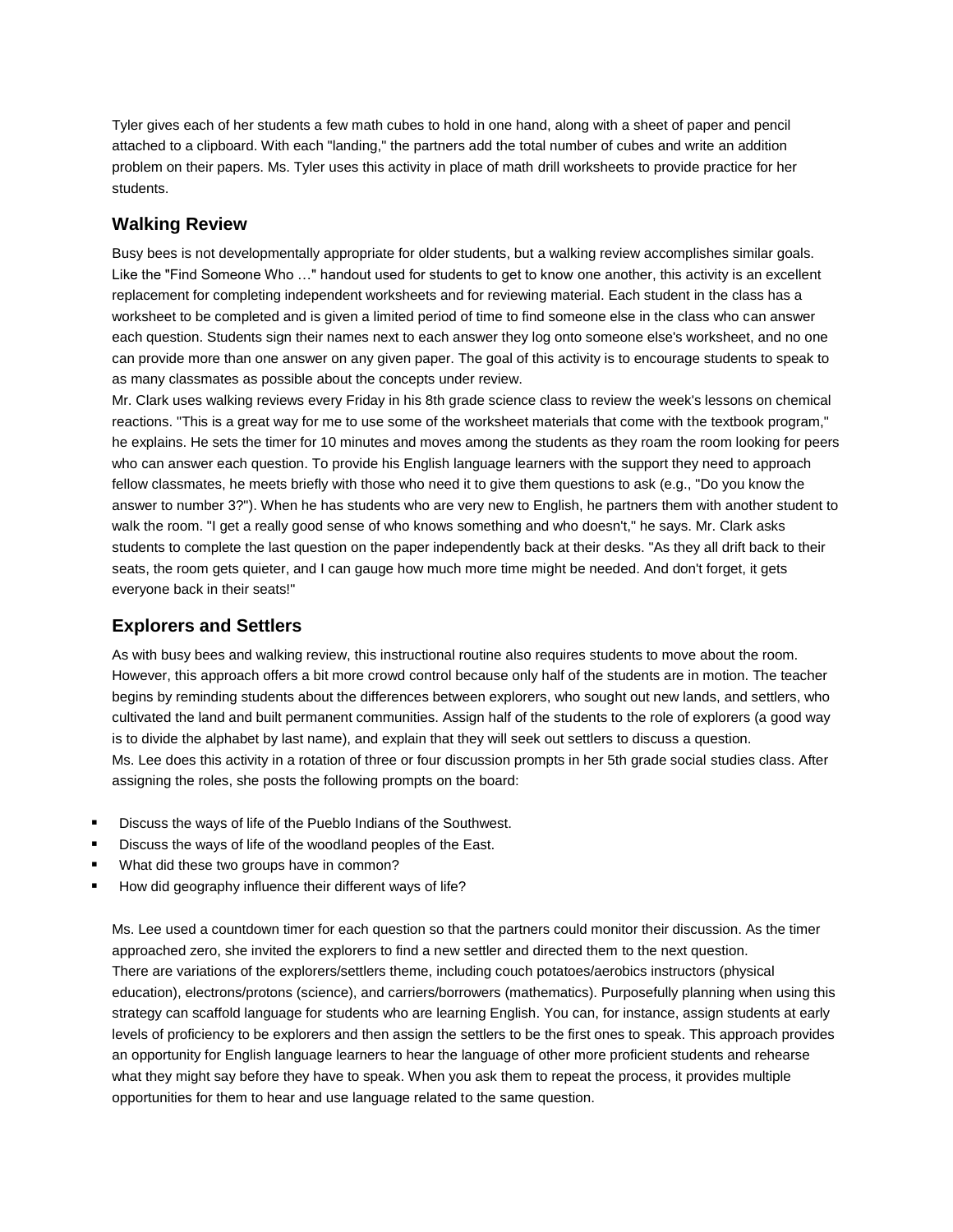Tyler gives each of her students a few math cubes to hold in one hand, along with a sheet of paper and pencil attached to a clipboard. With each "landing," the partners add the total number of cubes and write an addition problem on their papers. Ms. Tyler uses this activity in place of math drill worksheets to provide practice for her students.

## Walking Review

Busy bees is not developmentally appropriate for older students, but a walking review accomplishes similar goals. Like the "Find Someone Who …" handout used for students to get to know one another, this activity is an excellent replacement for completing independent worksheets and for reviewing material. Each student in the class has a worksheet to be completed and is given a limited period of time to find someone else in the class who can answer each question. Students sign their names next to each answer they log onto someone else's worksheet, and no one can provide more than one answer on any given paper. The goal of this activity is to encourage students to speak to as many classmates as possible about the concepts under review.

Mr. Clark uses walking reviews every Friday in his 8th grade science class to review the week's lessons on chemical reactions. "This is a great way for me to use some of the worksheet materials that come with the textbook program," he explains. He sets the timer for 10 minutes and moves among the students as they roam the room looking for peers who can answer each question. To provide his English language learners with the support they need to approach fellow classmates, he meets briefly with those who need it to give them questions to ask (e.g., "Do you know the answer to number 3?"). When he has students who are very new to English, he partners them with another student to walk the room. "I get a really good sense of who knows something and who doesn't," he says. Mr. Clark asks students to complete the last question on the paper independently back at their desks. "As they all drift back to their seats, the room gets quieter, and I can gauge how much more time might be needed. And don't forget, it gets everyone back in their seats!"

## Explorers and Settlers

As with busy bees and walking review, this instructional routine also requires students to move about the room. However, this approach offers a bit more crowd control because only half of the students are in motion. The teacher begins by reminding students about the differences between explorers, who sought out new lands, and settlers, who cultivated the land and built permanent communities. Assign half of the students to the role of explorers (a good way is to divide the alphabet by last name), and explain that they will seek out settlers to discuss a question.

Ms. Lee does this activity in a rotation of three or four discussion prompts in her 5th grade social studies class. After assigning the roles, she posts the following prompts on the board:

- Discuss the ways of life of the Pueblo Indians of the Southwest.
- Discuss the ways of life of the woodland peoples of the East.
- What did these two groups have in common?
- How did geography influence their different ways of life?

Ms. Lee used a countdown timer for each question so that the partners could monitor their discussion. As the timer approached zero, she invited the explorers to find a new settler and directed them to the next question.

There are variations of the explorers/settlers theme, including couch potatoes/aerobics instructors (physical education), electrons/protons (science), and carriers/borrowers (mathematics). Purposefully planning when using this strategy can scaffold language for students who are learning English. You can, for instance, assign students at early levels of proficiency to be explorers and then assign the settlers to be the first ones to speak. This approach provides an opportunity for English language learners to hear the language of other more proficient students and rehearse what they might say before they have to speak. When you ask them to repeat the process, it provides multiple opportunities for them to hear and use language related to the same question.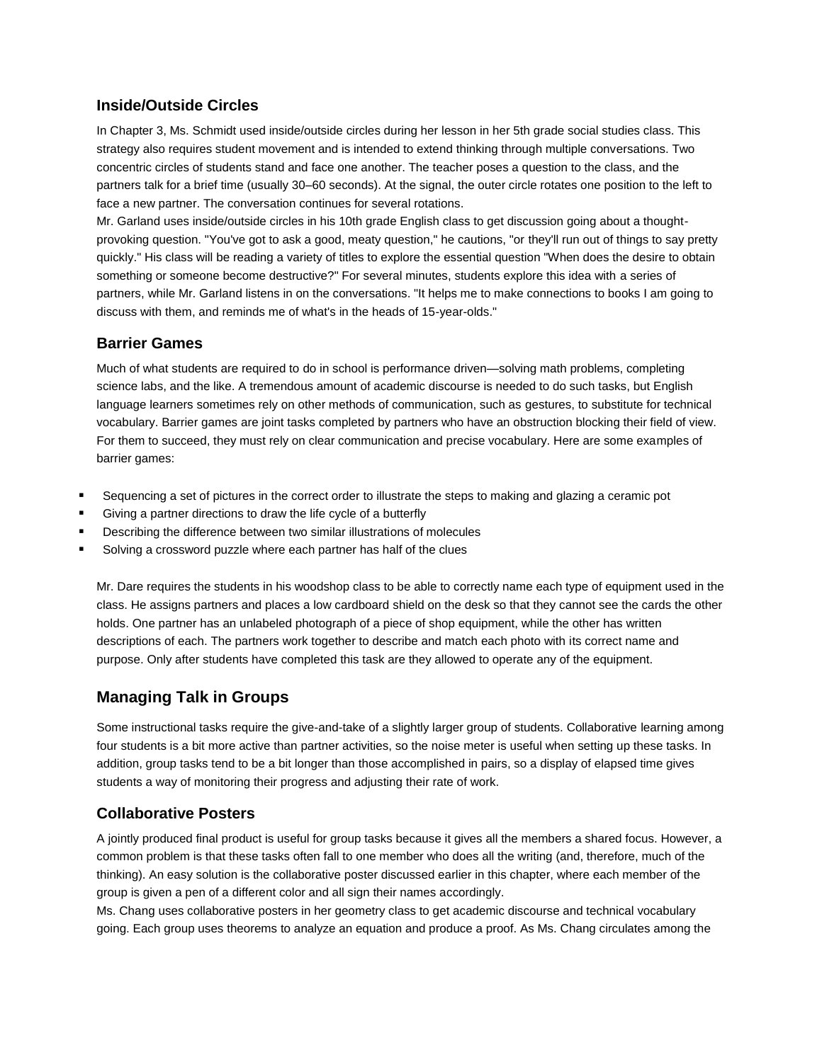### Inside/Outside Circles

In Chapter 3, Ms. Schmidt used inside/outside circles during her lesson in her 5th grade social studies class. This strategy also requires student movement and is intended to extend thinking through multiple conversations. Two concentric circles of students stand and face one another. The teacher poses a question to the class, and the partners talk for a brief time (usually 30–60 seconds). At the signal, the outer circle rotates one position to the left to face a new partner. The conversation continues for several rotations.

Mr. Garland uses inside/outside circles in his 10th grade English class to get discussion going about a thought-provoking question. "You've got to ask a good, meaty question," he cautions, "or they'll run out of things to say pretty quickly." His class will be reading a variety of titles to explore the essential question "When does the desire to obtain something or someone become destructive?" For several minutes, students explore this idea with a series of partners, while Mr. Garland listens in on the conversations. "It helps me to make connections to books I am going to discuss with them, and reminds me of what's in the heads of 15-year-olds."

### Barrier Games

Much of what students are required to do in school is performance driven—solving math problems, completing science labs, and the like. A tremendous amount of academic discourse is needed to do such tasks, but English language learners sometimes rely on other methods of communication, such as gestures, to substitute for technical vocabulary. Barrier games are joint tasks completed by partners who have an obstruction blocking their field of view. For them to succeed, they must rely on clear communication and precise vocabulary. Here are some examples of barrier games:

- Sequencing a set of pictures in the correct order to illustrate the steps to making and glazing a ceramic pot
- Giving a partner directions to draw the life cycle of a butterfly
- Describing the difference between two similar illustrations of molecules
- Solving a crossword puzzle where each partner has half of the clues

Mr. Dare requires the students in his woodshop class to be able to correctly name each type of equipment used in the class. He assigns partners and places a low cardboard shield on the desk so that they cannot see the cards the other holds. One partner has an unlabeled photograph of a piece of shop equipment, while the other has written descriptions of each. The partners work together to describe and match each photo with its correct name and purpose. Only after students have completed this task are they allowed to operate any of the equipment.

## Managing Talk in Groups

Some instructional tasks require the give-and-take of a slightly larger group of students. Collaborative learning among four students is a bit more active than partner activities, so the noise meter is useful when setting up these tasks. In addition, group tasks tend to be a bit longer than those accomplished in pairs, so a display of elapsed time gives students a way of monitoring their progress and adjusting their rate of work.

### Collaborative Posters

A jointly produced final product is useful for group tasks because it gives all the members a shared focus. However, a common problem is that these tasks often fall to one member who does all the writing (and, therefore, much of the thinking). An easy solution is the collaborative poster discussed earlier in this chapter, where each member of the group is given a pen of a different color and all sign their names accordingly.

Ms. Chang uses collaborative posters in her geometry class to get academic discourse and technical vocabulary going. Each group uses theorems to analyze an equation and produce a proof. As Ms. Chang circulates among the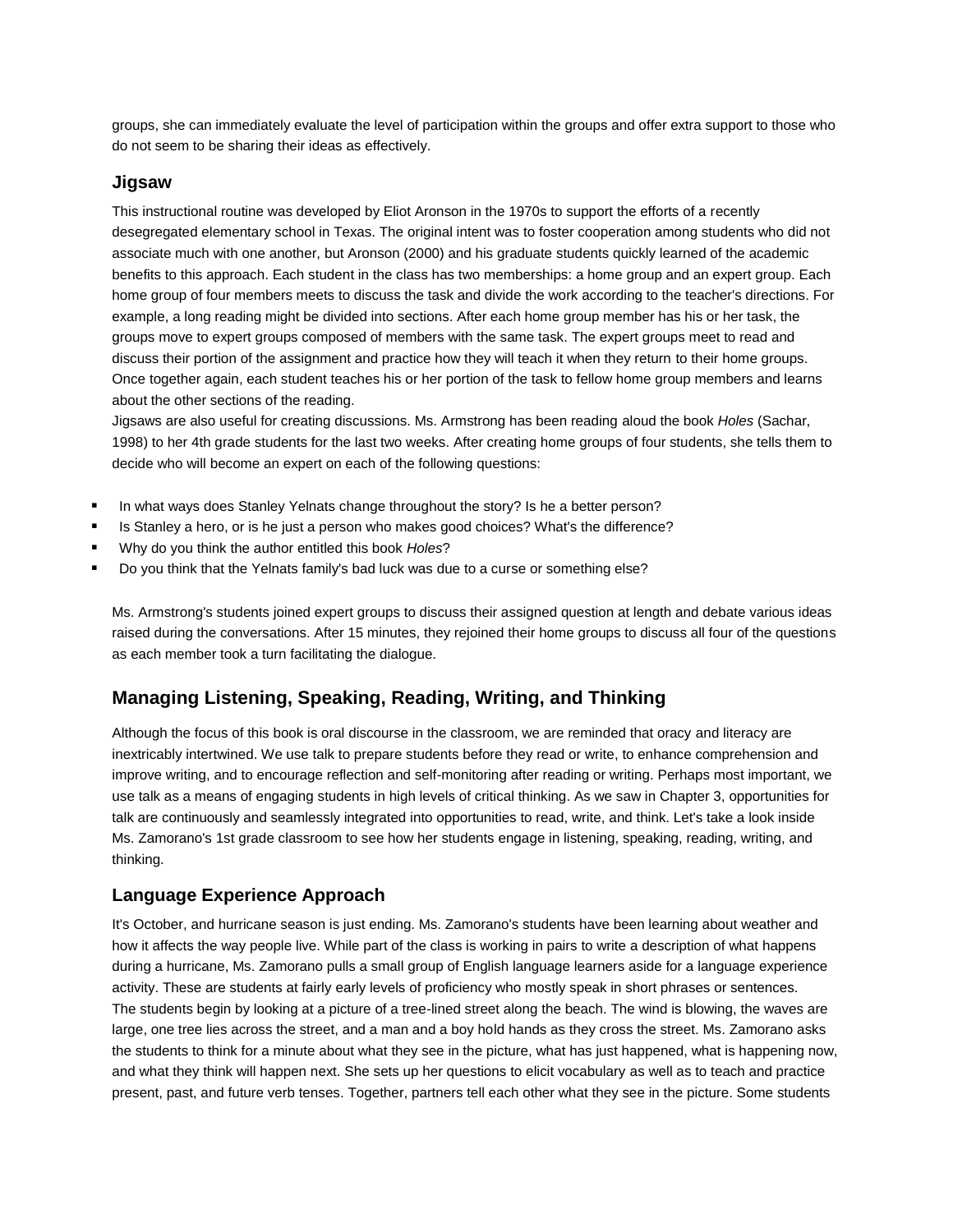groups, she can immediately evaluate the level of participation within the groups and offer extra support to those who do not seem to be sharing their ideas as effectively.

### Jigsaw

This instructional routine was developed by Eliot Aronson in the 1970s to support the efforts of a recently desegregated elementary school in Texas. The original intent was to foster cooperation among students who did not associate much with one another, but Aronson (2000) and his graduate students quickly learned of the academic benefits to this approach. Each student in the class has two memberships: a home group and an expert group. Each home group of four members meets to discuss the task and divide the work according to the teacher's directions. For example, a long reading might be divided into sections. After each home group member has his or her task, the groups move to expert groups composed of members with the same task. The expert groups meet to read and discuss their portion of the assignment and practice how they will teach it when they return to their home groups. Once together again, each student teaches his or her portion of the task to fellow home group members and learns about the other sections of the reading.

Jigsaws are also useful for creating discussions. Ms. Armstrong has been reading aloud the book *Holes* (Sachar, 1998) to her 4th grade students for the last two weeks. After creating home groups of four students, she tells them to decide who will become an expert on each of the following questions:

- In what ways does Stanley Yelnats change throughout the story? Is he a better person?
- Is Stanley a hero, or is he just a person who makes good choices? What's the difference?
- Why do you think the author entitled this book *Holes*?
- Do you think that the Yelnats family's bad luck was due to a curse or something else?

Ms. Armstrong's students joined expert groups to discuss their assigned question at length and debate various ideas raised during the conversations. After 15 minutes, they rejoined their home groups to discuss all four of the questions as each member took a turn facilitating the dialogue.

## Managing Listening, Speaking, Reading, Writing, and Thinking

Although the focus of this book is oral discourse in the classroom, we are reminded that oracy and literacy are inextricably intertwined. We use talk to prepare students before they read or write, to enhance comprehension and improve writing, and to encourage reflection and self-monitoring after reading or writing. Perhaps most important, we use talk as a means of engaging students in high levels of critical thinking. As we saw in Chapter 3, opportunities for talk are continuously and seamlessly integrated into opportunities to read, write, and think. Let's take a look inside Ms. Zamorano's 1st grade classroom to see how her students engage in listening, speaking, reading, writing, and thinking.

### Language Experience Approach

It's October, and hurricane season is just ending. Ms. Zamorano's students have been learning about weather and how it affects the way people live. While part of the class is working in pairs to write a description of what happens during a hurricane, Ms. Zamorano pulls a small group of English language learners aside for a language experience activity. These are students at fairly early levels of proficiency who mostly speak in short phrases or sentences.

The students begin by looking at a picture of a tree-lined street along the beach. The wind is blowing, the waves are large, one tree lies across the street, and a man and a boy hold hands as they cross the street. Ms. Zamorano asks the students to think for a minute about what they see in the picture, what has just happened, what is happening now, and what they think will happen next. She sets up her questions to elicit vocabulary as well as to teach and practice present, past, and future verb tenses. Together, partners tell each other what they see in the picture. Some students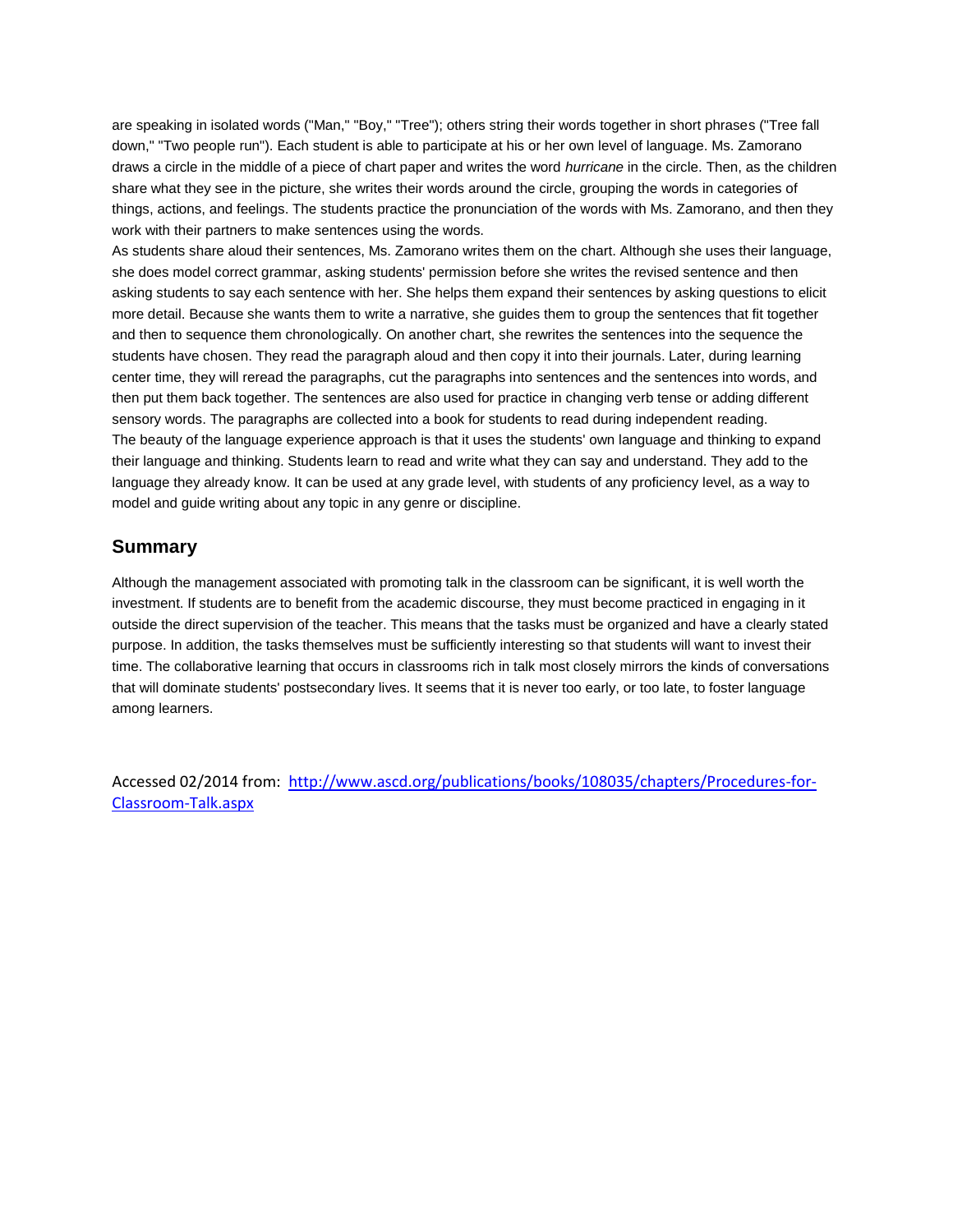are speaking in isolated words ("Man," "Boy," "Tree"); others string their words together in short phrases ("Tree fall down," "Two people run"). Each student is able to participate at his or her own level of language. Ms. Zamorano draws a circle in the middle of a piece of chart paper and writes the word *hurricane* in the circle. Then, as the children share what they see in the picture, she writes their words around the circle, grouping the words in categories of things, actions, and feelings. The students practice the pronunciation of the words with Ms. Zamorano, and then they work with their partners to make sentences using the words.

As students share aloud their sentences, Ms. Zamorano writes them on the chart. Although she uses their language, she does model correct grammar, asking students' permission before she writes the revised sentence and then asking students to say each sentence with her. She helps them expand their sentences by asking questions to elicit more detail. Because she wants them to write a narrative, she guides them to group the sentences that fit together and then to sequence them chronologically. On another chart, she rewrites the sentences into the sequence the students have chosen. They read the paragraph aloud and then copy it into their journals. Later, during learning center time, they will reread the paragraphs, cut the paragraphs into sentences and the sentences into words, and then put them back together. The sentences are also used for practice in changing verb tense or adding different sensory words. The paragraphs are collected into a book for students to read during independent reading.

The beauty of the language experience approach is that it uses the students' own language and thinking to expand their language and thinking. Students learn to read and write what they can say and understand. They add to the language they already know. It can be used at any grade level, with students of any proficiency level, as a way to model and guide writing about any topic in any genre or discipline.

## Summary

Although the management associated with promoting talk in the classroom can be significant, it is well worth the investment. If students are to benefit from the academic discourse, they must become practiced in engaging in it outside the direct supervision of the teacher. This means that the tasks must be organized and have a clearly stated purpose. In addition, the tasks themselves must be sufficiently interesting so that students will want to invest their time. The collaborative learning that occurs in classrooms rich in talk most closely mirrors the kinds of conversations that will dominate students' postsecondary lives. It seems that it is never too early, or too late, to foster language among learners.

Accessed 02/2014 from: [http://www.ascd.org/publications/books/108035/chapters/Procedures-for-Classroom-Talk.aspx](http://www.ascd.org/publications/books/108035/chapters/Procedures-for-Classroom-Talk.aspx)